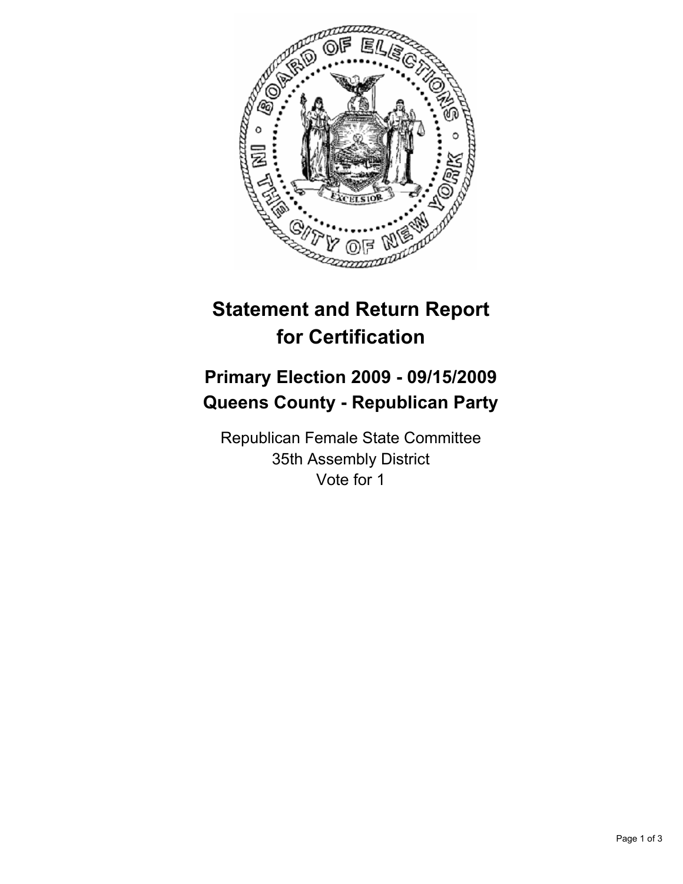# Statement and Return Report for Certification

## Primary Election 2009 - 09/15/2009
## Queens County - Republican Party

Republican Female State Committee
35th Assembly District
Vote for 1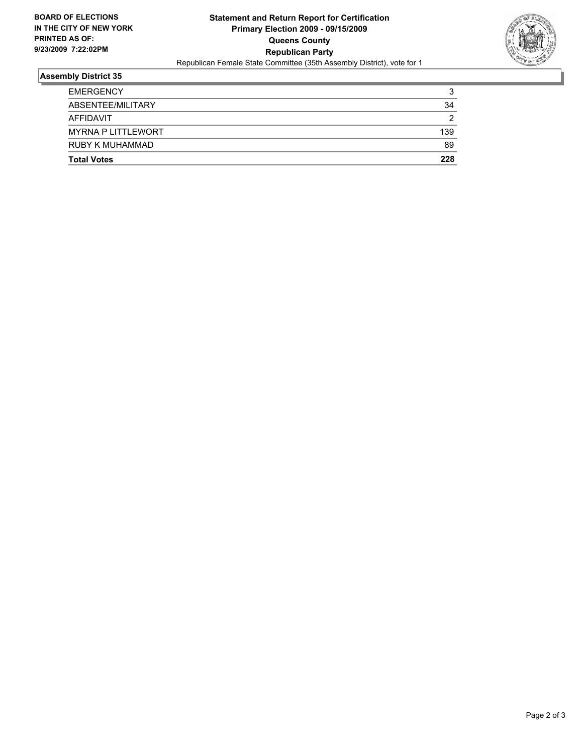**BOARD OF ELECTIONS IN THE CITY OF NEW YORK PRINTED AS OF: 9/23/2009 7:22:02PM**

# Statement and Return Report for Certification
## Primary Election 2009 - 09/15/2009
## Queens County
## Republican Party

Republican Female State Committee (35th Assembly District), vote for 1

### Assembly District 35

| | |
|---|---|
| EMERGENCY | 3 |
| ABSENTEE/MILITARY | 34 |
| AFFIDAVIT | 2 |
| MYRNA P LITTLEWORT | 139 |
| RUBY K MUHAMMAD | 89 |
| **Total Votes** | **228** |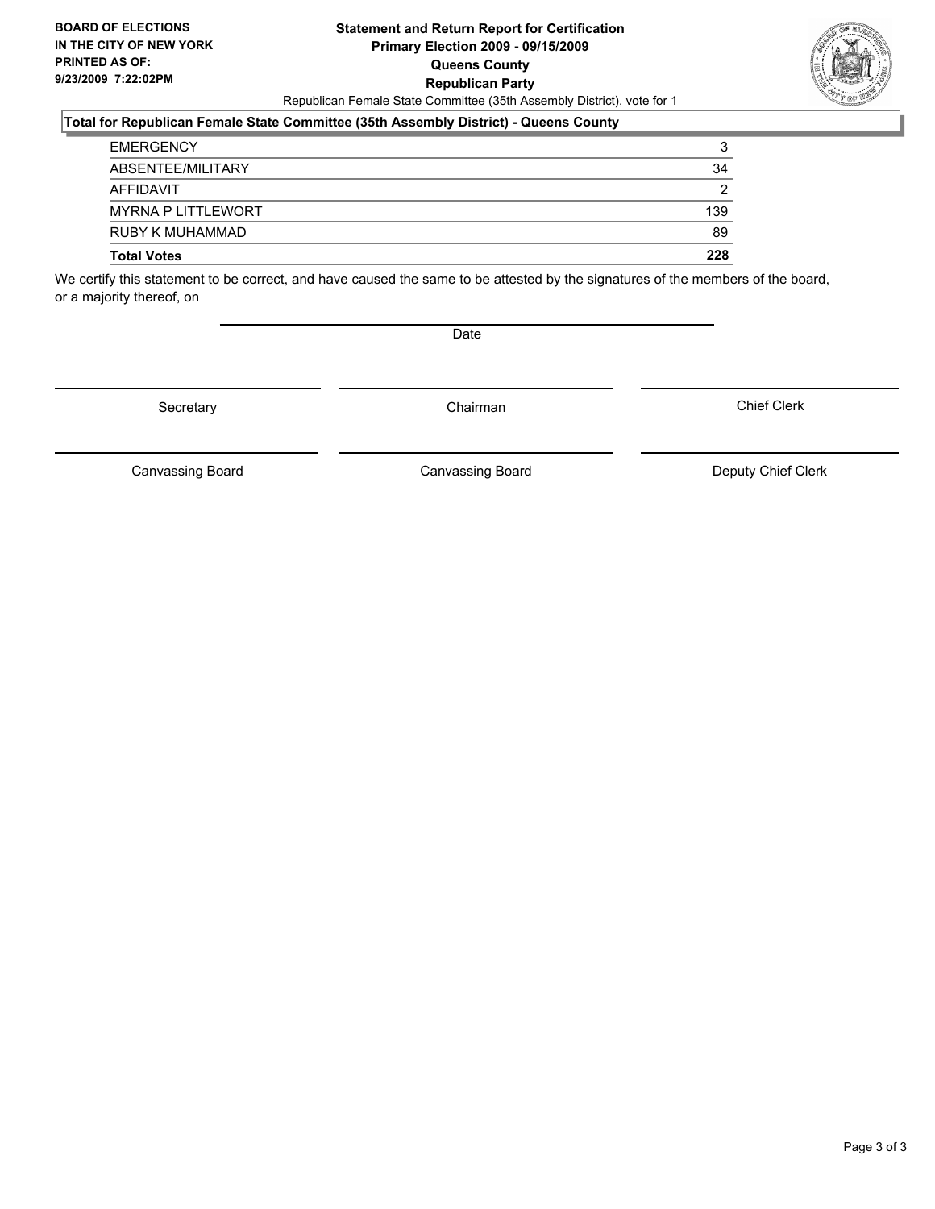**BOARD OF ELECTIONS IN THE CITY OF NEW YORK PRINTED AS OF: 9/23/2009 7:22:02PM**

**Statement and Return Report for Certification**
**Primary Election 2009 - 09/15/2009**
**Queens County**
**Republican Party**

Republican Female State Committee (35th Assembly District), vote for 1

**Total for Republican Female State Committee (35th Assembly District) - Queens County**

| | |
|---|---|
| EMERGENCY | 3 |
| ABSENTEE/MILITARY | 34 |
| AFFIDAVIT | 2 |
| MYRNA P LITTLEWORT | 139 |
| RUBY K MUHAMMAD | 89 |
| **Total Votes** | **228** |

We certify this statement to be correct, and have caused the same to be attested by the signatures of the members of the board, or a majority thereof, on

Date

Secretary | Chairman | Chief Clerk

Canvassing Board | Canvassing Board | Deputy Chief Clerk